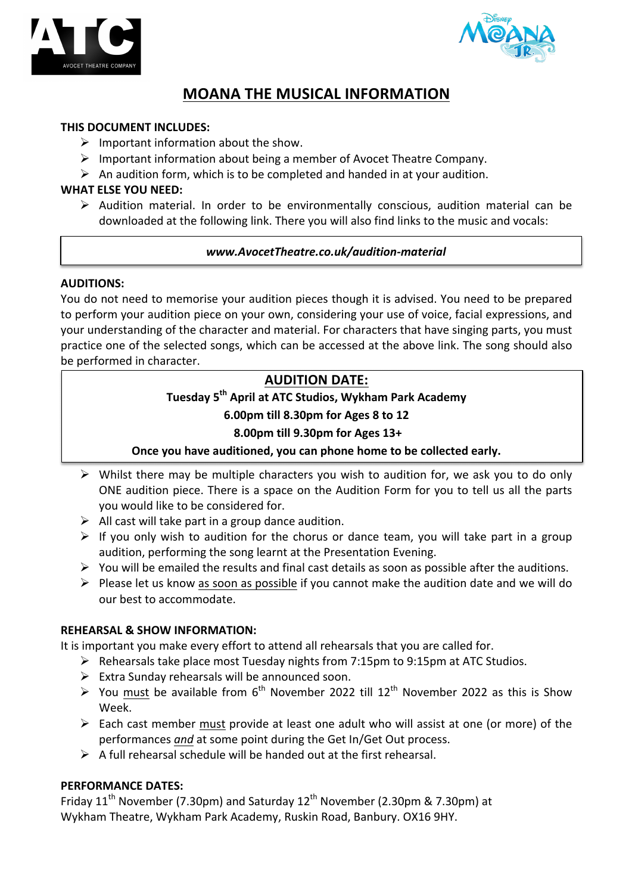# MOANA THE MUSICAL INFORMATION

**THIS DOCUMENT INCLUDES:**

- Important information about the show.
- Important information about being a member of Avocet Theatre Company.
- An audition form, which is to be completed and handed in at your audition.

**WHAT ELSE YOU NEED:**

- Audition material. In order to be environmentally conscious, audition material can be downloaded at the following link. There you will also find links to the music and vocals:

***www.AvocetTheatre.co.uk/audition-material***

**AUDITIONS:**

You do not need to memorise your audition pieces though it is advised. You need to be prepared to perform your audition piece on your own, considering your use of voice, facial expressions, and your understanding of the character and material. For characters that have singing parts, you must practice one of the selected songs, which can be accessed at the above link. The song should also be performed in character.

## AUDITION DATE:

**Tuesday 5th April at ATC Studios, Wykham Park Academy**

**6.00pm till 8.30pm for Ages 8 to 12**

**8.00pm till 9.30pm for Ages 13+**

**Once you have auditioned, you can phone home to be collected early.**

- Whilst there may be multiple characters you wish to audition for, we ask you to do only ONE audition piece. There is a space on the Audition Form for you to tell us all the parts you would like to be considered for.
- All cast will take part in a group dance audition.
- If you only wish to audition for the chorus or dance team, you will take part in a group audition, performing the song learnt at the Presentation Evening.
- You will be emailed the results and final cast details as soon as possible after the auditions.
- Please let us know as soon as possible if you cannot make the audition date and we will do our best to accommodate.

**REHEARSAL & SHOW INFORMATION:**

It is important you make every effort to attend all rehearsals that you are called for.

- Rehearsals take place most Tuesday nights from 7:15pm to 9:15pm at ATC Studios.
- Extra Sunday rehearsals will be announced soon.
- You must be available from 6th November 2022 till 12th November 2022 as this is Show Week.
- Each cast member must provide at least one adult who will assist at one (or more) of the performances *and* at some point during the Get In/Get Out process.
- A full rehearsal schedule will be handed out at the first rehearsal.

**PERFORMANCE DATES:**

Friday 11th November (7.30pm) and Saturday 12th November (2.30pm & 7.30pm) at Wykham Theatre, Wykham Park Academy, Ruskin Road, Banbury. OX16 9HY.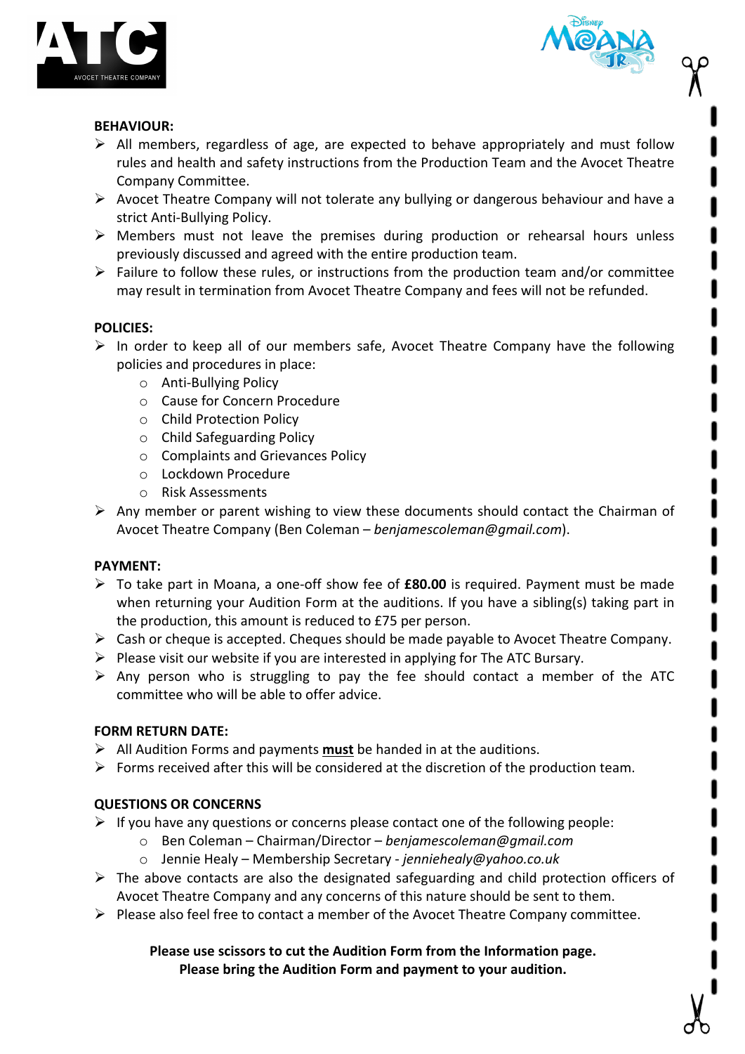## BEHAVIOUR:

- All members, regardless of age, are expected to behave appropriately and must follow rules and health and safety instructions from the Production Team and the Avocet Theatre Company Committee.
- Avocet Theatre Company will not tolerate any bullying or dangerous behaviour and have a strict Anti-Bullying Policy.
- Members must not leave the premises during production or rehearsal hours unless previously discussed and agreed with the entire production team.
- Failure to follow these rules, or instructions from the production team and/or committee may result in termination from Avocet Theatre Company and fees will not be refunded.

## POLICIES:

- In order to keep all of our members safe, Avocet Theatre Company have the following policies and procedures in place:
    - Anti-Bullying Policy
    - Cause for Concern Procedure
    - Child Protection Policy
    - Child Safeguarding Policy
    - Complaints and Grievances Policy
    - Lockdown Procedure
    - Risk Assessments
- Any member or parent wishing to view these documents should contact the Chairman of Avocet Theatre Company (Ben Coleman – *benjamescoleman@gmail.com*).

## PAYMENT:

- To take part in Moana, a one-off show fee of **£80.00** is required. Payment must be made when returning your Audition Form at the auditions. If you have a sibling(s) taking part in the production, this amount is reduced to £75 per person.
- Cash or cheque is accepted. Cheques should be made payable to Avocet Theatre Company.
- Please visit our website if you are interested in applying for The ATC Bursary.
- Any person who is struggling to pay the fee should contact a member of the ATC committee who will be able to offer advice.

## FORM RETURN DATE:

- All Audition Forms and payments **<u>must</u>** be handed in at the auditions.
- Forms received after this will be considered at the discretion of the production team.

## QUESTIONS OR CONCERNS

- If you have any questions or concerns please contact one of the following people:
    - Ben Coleman – Chairman/Director – *benjamescoleman@gmail.com*
    - Jennie Healy – Membership Secretary - *jenniehealy@yahoo.co.uk*
- The above contacts are also the designated safeguarding and child protection officers of Avocet Theatre Company and any concerns of this nature should be sent to them.
- Please also feel free to contact a member of the Avocet Theatre Company committee.

**Please use scissors to cut the Audition Form from the Information page.**
**Please bring the Audition Form and payment to your audition.**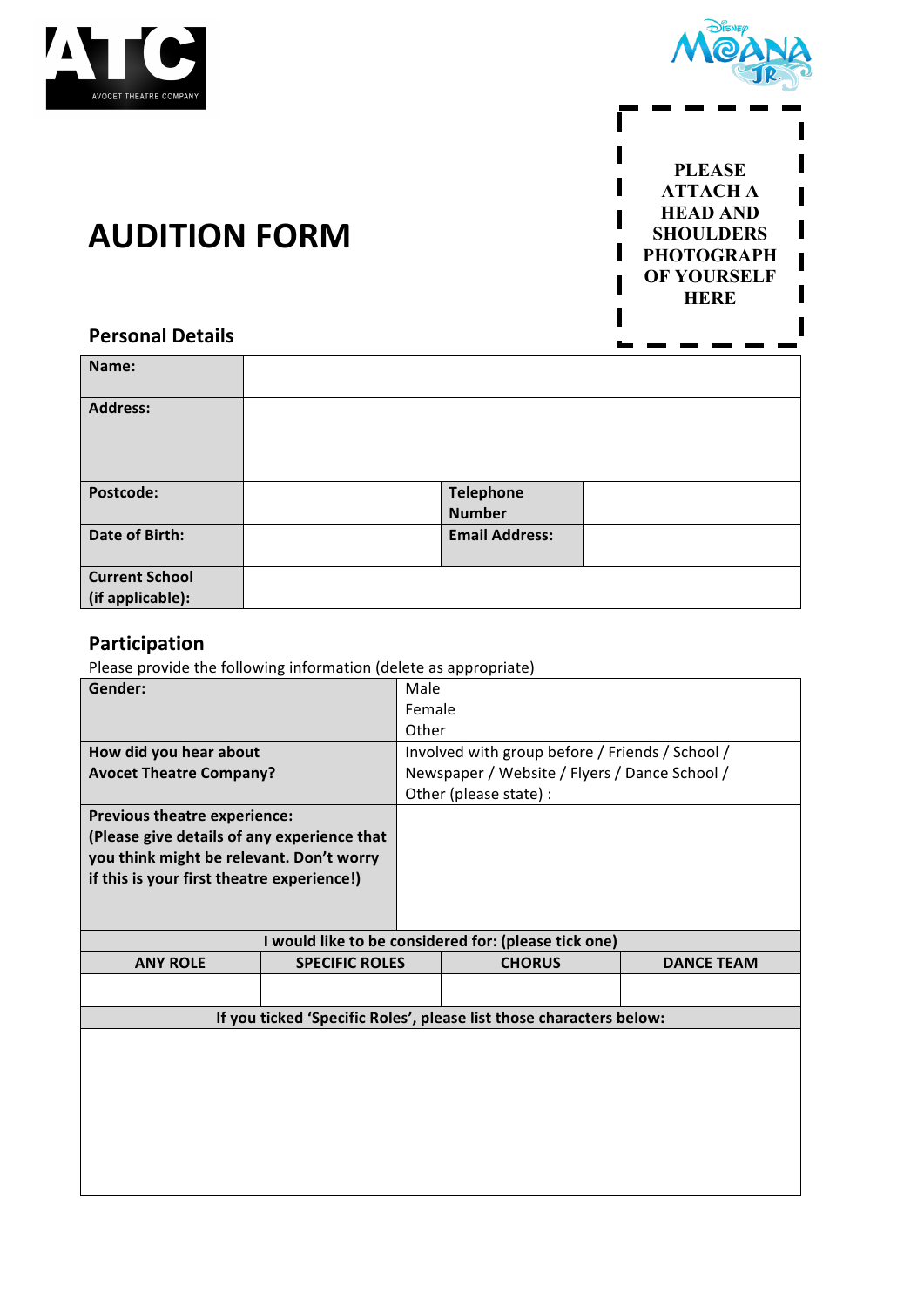PLEASE ATTACH A HEAD AND SHOULDERS PHOTOGRAPH OF YOURSELF HERE

# AUDITION FORM

## Personal Details

| | | | |
|---|---|---|---|
| **Name:** | | | |
| **Address:** | | | |
| **Postcode:** | | **Telephone Number** | |
| **Date of Birth:** | | **Email Address:** | |
| **Current School (if applicable):** | | | |

## Participation

Please provide the following information (delete as appropriate)

| | |
|---|---|
| **Gender:** | Male<br>Female<br>Other |
| **How did you hear about Avocet Theatre Company?** | Involved with group before / Friends / School / Newspaper / Website / Flyers / Dance School / Other (please state) : |
| **Previous theatre experience: (Please give details of any experience that you think might be relevant. Don't worry if this is your first theatre experience!)** | |

| **I would like to be considered for: (please tick one)** | | | |
|---|---|---|---|
| **ANY ROLE** | **SPECIFIC ROLES** | **CHORUS** | **DANCE TEAM** |
| | | | |

| **If you ticked 'Specific Roles', please list those characters below:** |
|---|
| |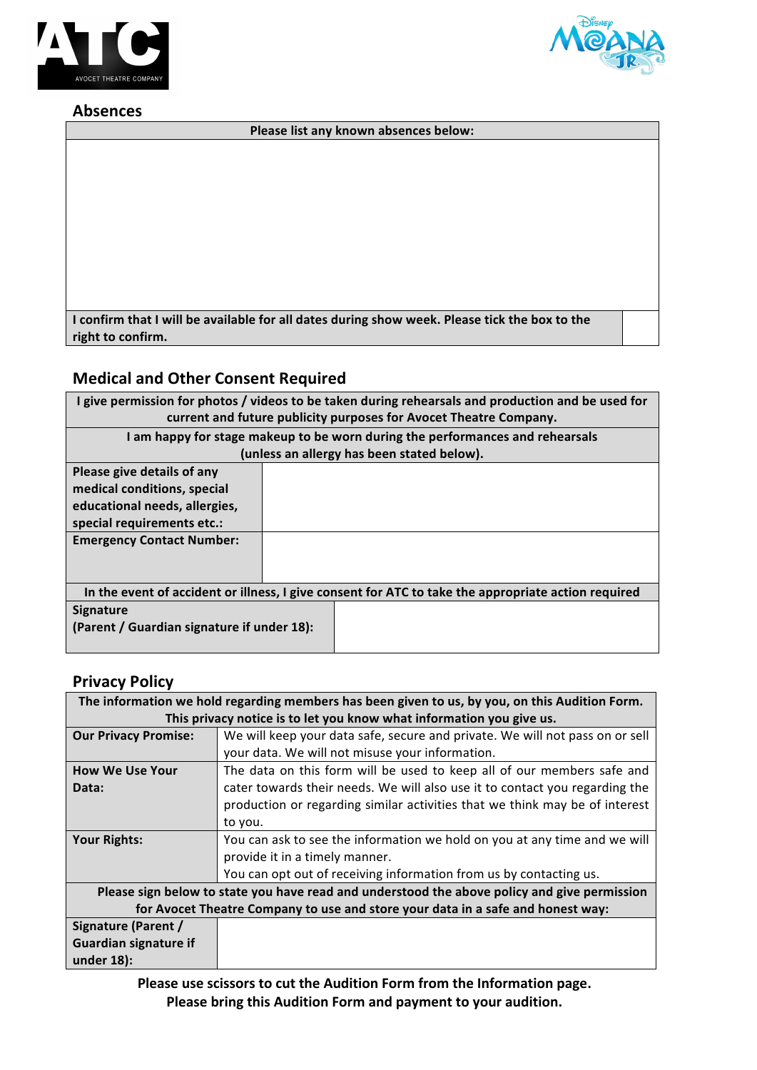## Absences

| Please list any known absences below: | |
|---|---|
| | |
| **I confirm that I will be available for all dates during show week. Please tick the box to the right to confirm.** | |

## Medical and Other Consent Required

| | |
|---|---|
| **I give permission for photos / videos to be taken during rehearsals and production and be used for current and future publicity purposes for Avocet Theatre Company.** | |
| **I am happy for stage makeup to be worn during the performances and rehearsals (unless an allergy has been stated below).** | |
| **Please give details of any medical conditions, special educational needs, allergies, special requirements etc.:** | |
| **Emergency Contact Number:** | |
| **In the event of accident or illness, I give consent for ATC to take the appropriate action required** | |
| **Signature (Parent / Guardian signature if under 18):** | |

## Privacy Policy

| | |
|---|---|
| **The information we hold regarding members has been given to us, by you, on this Audition Form. This privacy notice is to let you know what information you give us.** | |
| **Our Privacy Promise:** | We will keep your data safe, secure and private. We will not pass on or sell your data. We will not misuse your information. |
| **How We Use Your Data:** | The data on this form will be used to keep all of our members safe and cater towards their needs. We will also use it to contact you regarding the production or regarding similar activities that we think may be of interest to you. |
| **Your Rights:** | You can ask to see the information we hold on you at any time and we will provide it in a timely manner.<br>You can opt out of receiving information from us by contacting us. |
| **Please sign below to state you have read and understood the above policy and give permission for Avocet Theatre Company to use and store your data in a safe and honest way:** | |
| **Signature (Parent / Guardian signature if under 18):** | |

**Please use scissors to cut the Audition Form from the Information page.**
**Please bring this Audition Form and payment to your audition.**